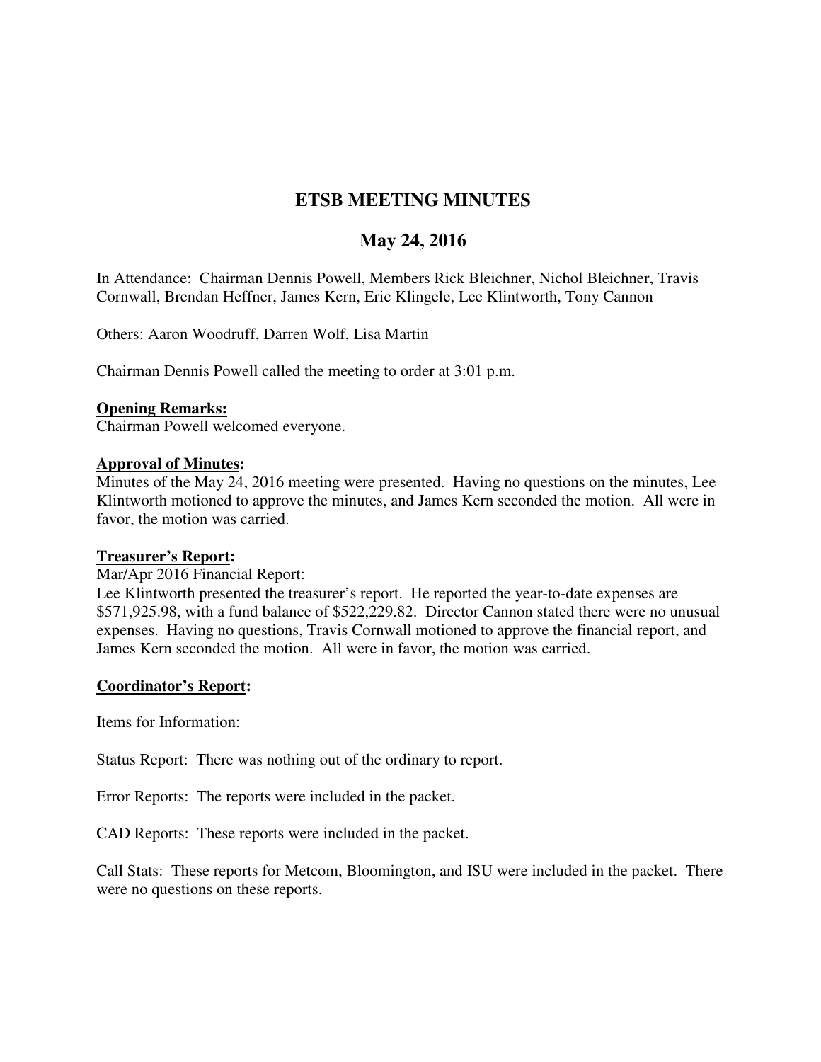# ETSB MEETING MINUTES

## May 24, 2016

In Attendance: Chairman Dennis Powell, Members Rick Bleichner, Nichol Bleichner, Travis Cornwall, Brendan Heffner, James Kern, Eric Klingele, Lee Klintworth, Tony Cannon

Others: Aaron Woodruff, Darren Wolf, Lisa Martin

Chairman Dennis Powell called the meeting to order at 3:01 p.m.

**Opening Remarks:**
Chairman Powell welcomed everyone.

**Approval of Minutes:**
Minutes of the May 24, 2016 meeting were presented. Having no questions on the minutes, Lee Klintworth motioned to approve the minutes, and James Kern seconded the motion. All were in favor, the motion was carried.

**Treasurer's Report:**
Mar/Apr 2016 Financial Report:
Lee Klintworth presented the treasurer's report. He reported the year-to-date expenses are $571,925.98, with a fund balance of $522,229.82. Director Cannon stated there were no unusual expenses. Having no questions, Travis Cornwall motioned to approve the financial report, and James Kern seconded the motion. All were in favor, the motion was carried.

**Coordinator's Report:**

Items for Information:

Status Report: There was nothing out of the ordinary to report.

Error Reports: The reports were included in the packet.

CAD Reports: These reports were included in the packet.

Call Stats: These reports for Metcom, Bloomington, and ISU were included in the packet. There were no questions on these reports.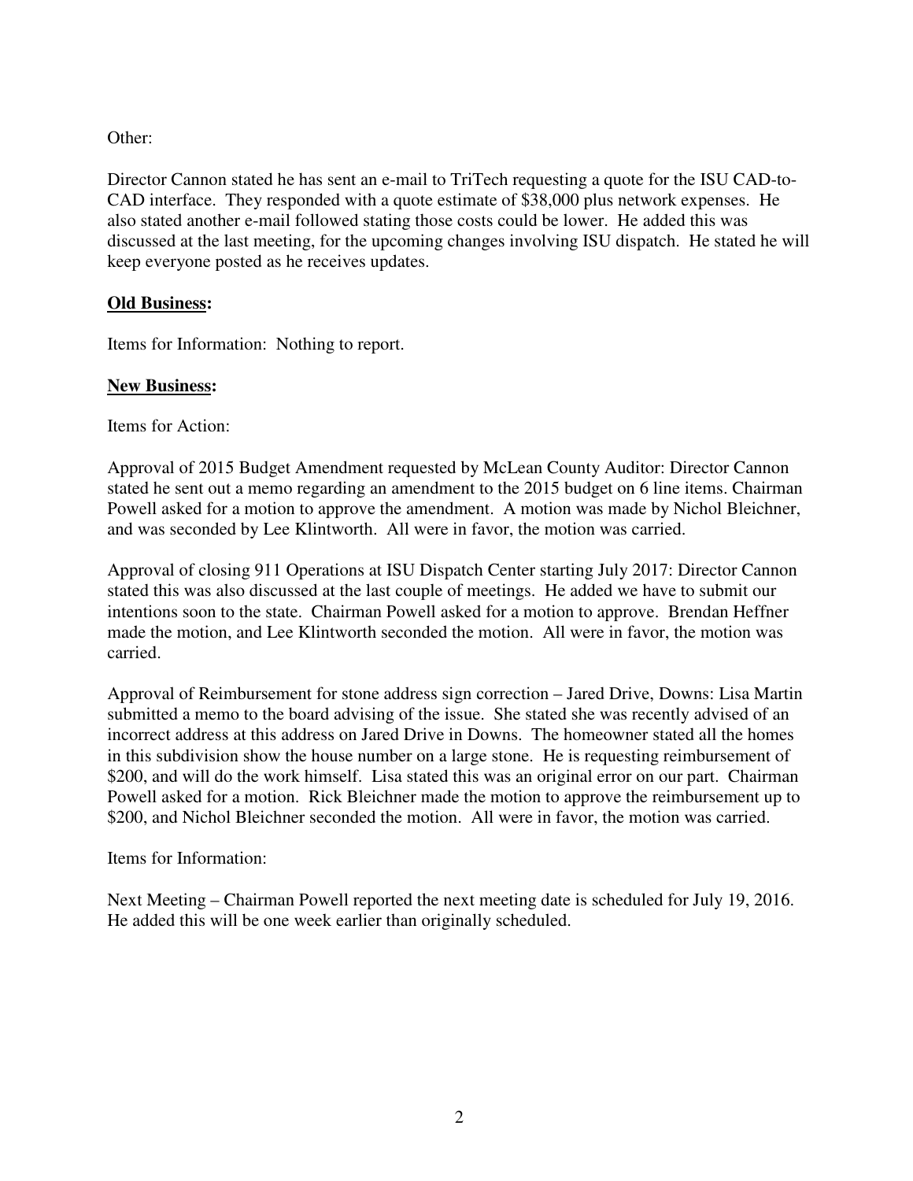Other:

Director Cannon stated he has sent an e-mail to TriTech requesting a quote for the ISU CAD-to-CAD interface. They responded with a quote estimate of $38,000 plus network expenses. He also stated another e-mail followed stating those costs could be lower. He added this was discussed at the last meeting, for the upcoming changes involving ISU dispatch. He stated he will keep everyone posted as he receives updates.

**<u>Old Business</u>:**

Items for Information: Nothing to report.

**<u>New Business</u>:**

Items for Action:

Approval of 2015 Budget Amendment requested by McLean County Auditor: Director Cannon stated he sent out a memo regarding an amendment to the 2015 budget on 6 line items. Chairman Powell asked for a motion to approve the amendment. A motion was made by Nichol Bleichner, and was seconded by Lee Klintworth. All were in favor, the motion was carried.

Approval of closing 911 Operations at ISU Dispatch Center starting July 2017: Director Cannon stated this was also discussed at the last couple of meetings. He added we have to submit our intentions soon to the state. Chairman Powell asked for a motion to approve. Brendan Heffner made the motion, and Lee Klintworth seconded the motion. All were in favor, the motion was carried.

Approval of Reimbursement for stone address sign correction – Jared Drive, Downs: Lisa Martin submitted a memo to the board advising of the issue. She stated she was recently advised of an incorrect address at this address on Jared Drive in Downs. The homeowner stated all the homes in this subdivision show the house number on a large stone. He is requesting reimbursement of $200, and will do the work himself. Lisa stated this was an original error on our part. Chairman Powell asked for a motion. Rick Bleichner made the motion to approve the reimbursement up to $200, and Nichol Bleichner seconded the motion. All were in favor, the motion was carried.

Items for Information:

Next Meeting – Chairman Powell reported the next meeting date is scheduled for July 19, 2016. He added this will be one week earlier than originally scheduled.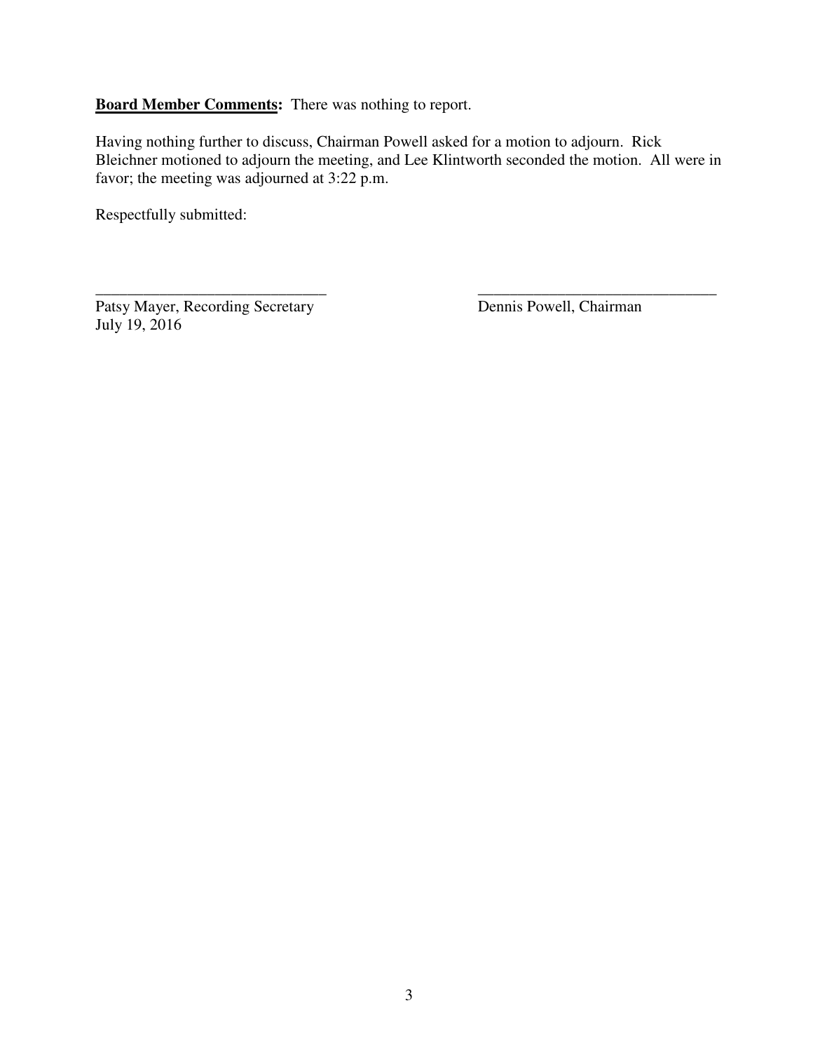**<u>Board Member Comments</u>:** There was nothing to report.

Having nothing further to discuss, Chairman Powell asked for a motion to adjourn. Rick Bleichner motioned to adjourn the meeting, and Lee Klintworth seconded the motion. All were in favor; the meeting was adjourned at 3:22 p.m.

Respectfully submitted:

| | |
|---|---|
| ______________________________ | ______________________________ |
| Patsy Mayer, Recording Secretary | Dennis Powell, Chairman |
| July 19, 2016 | |